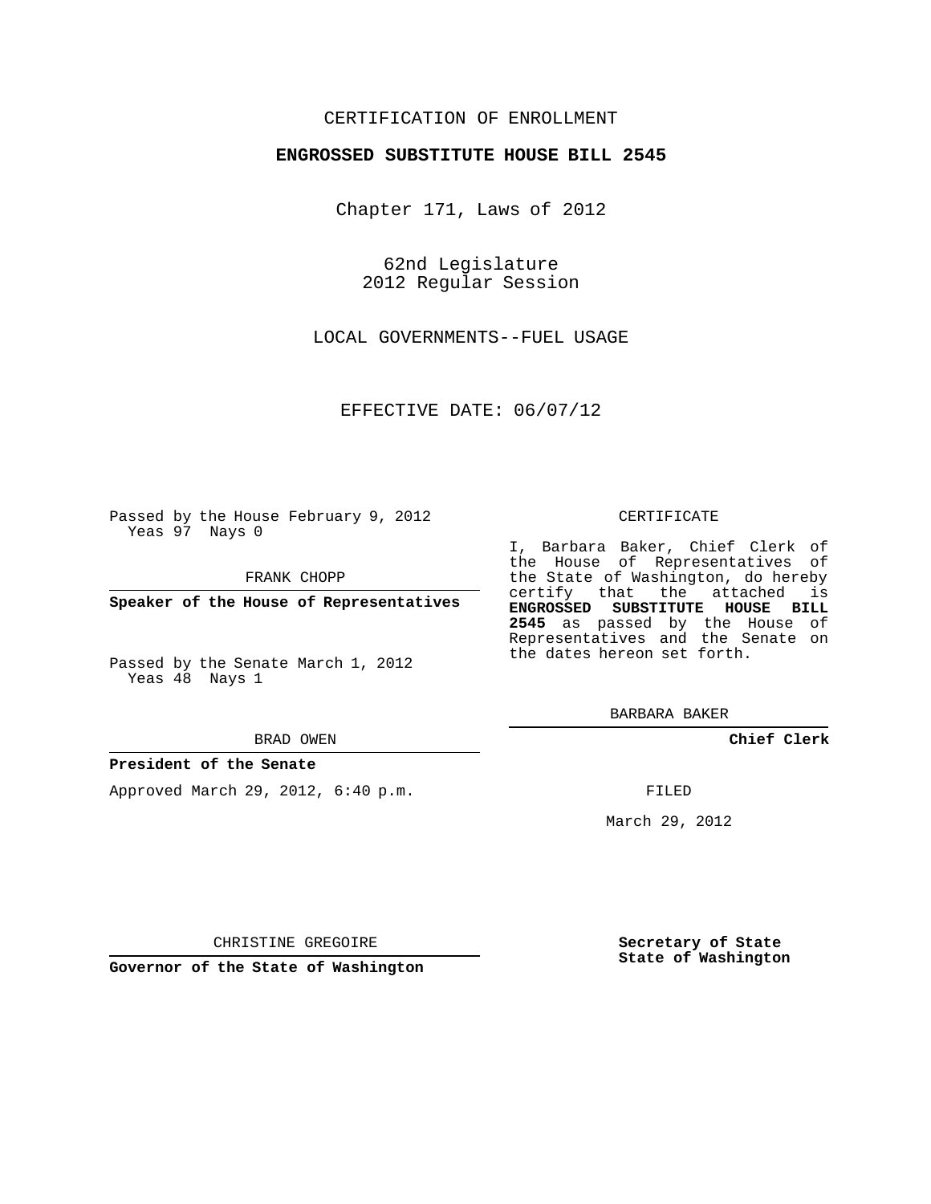CERTIFICATION OF ENROLLMENT

**ENGROSSED SUBSTITUTE HOUSE BILL 2545**

Chapter 171, Laws of 2012

62nd Legislature
2012 Regular Session

LOCAL GOVERNMENTS--FUEL USAGE

EFFECTIVE DATE: 06/07/12

Passed by the House February 9, 2012
Yeas 97 Nays 0

FRANK CHOPP

**Speaker of the House of Representatives**

Passed by the Senate March 1, 2012
Yeas 48 Nays 1

BRAD OWEN

**President of the Senate**

Approved March 29, 2012, 6:40 p.m.

CHRISTINE GREGOIRE

**Governor of the State of Washington**

CERTIFICATE

I, Barbara Baker, Chief Clerk of the House of Representatives of the State of Washington, do hereby certify that the attached is **ENGROSSED SUBSTITUTE HOUSE BILL 2545** as passed by the House of Representatives and the Senate on the dates hereon set forth.

BARBARA BAKER

**Chief Clerk**

FILED

March 29, 2012

**Secretary of State
State of Washington**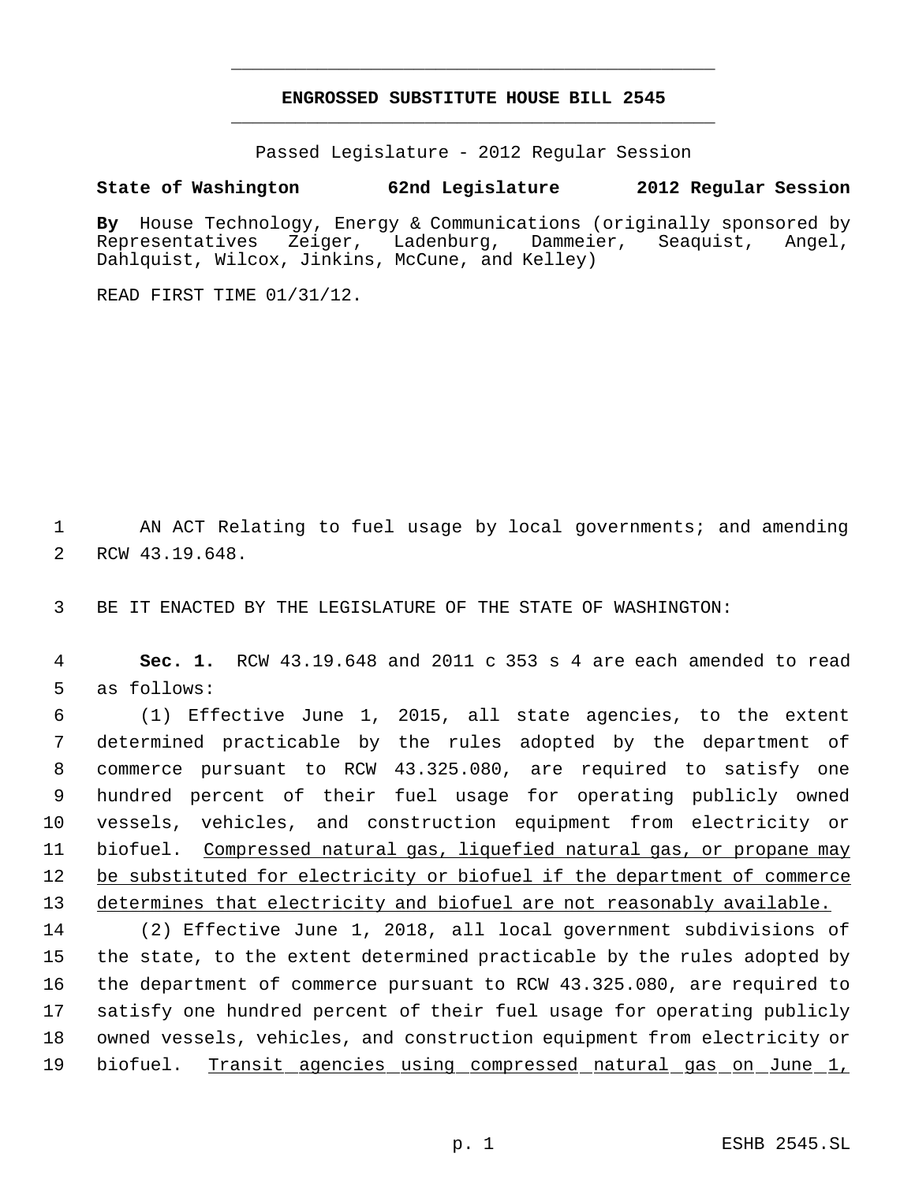**ENGROSSED SUBSTITUTE HOUSE BILL 2545**

Passed Legislature - 2012 Regular Session

**State of Washington 62nd Legislature 2012 Regular Session**

**By** House Technology, Energy & Communications (originally sponsored by Representatives Zeiger, Ladenburg, Dammeier, Seaquist, Angel, Dahlquist, Wilcox, Jinkins, McCune, and Kelley)

READ FIRST TIME 01/31/12.

AN ACT Relating to fuel usage by local governments; and amending RCW 43.19.648.

BE IT ENACTED BY THE LEGISLATURE OF THE STATE OF WASHINGTON:

**Sec. 1.** RCW 43.19.648 and 2011 c 353 s 4 are each amended to read as follows:

(1) Effective June 1, 2015, all state agencies, to the extent determined practicable by the rules adopted by the department of commerce pursuant to RCW 43.325.080, are required to satisfy one hundred percent of their fuel usage for operating publicly owned vessels, vehicles, and construction equipment from electricity or biofuel. <u>Compressed natural gas, liquefied natural gas, or propane may be substituted for electricity or biofuel if the department of commerce determines that electricity and biofuel are not reasonably available.</u>

(2) Effective June 1, 2018, all local government subdivisions of the state, to the extent determined practicable by the rules adopted by the department of commerce pursuant to RCW 43.325.080, are required to satisfy one hundred percent of their fuel usage for operating publicly owned vessels, vehicles, and construction equipment from electricity or biofuel. <u>Transit agencies using compressed natural gas on June 1,</u>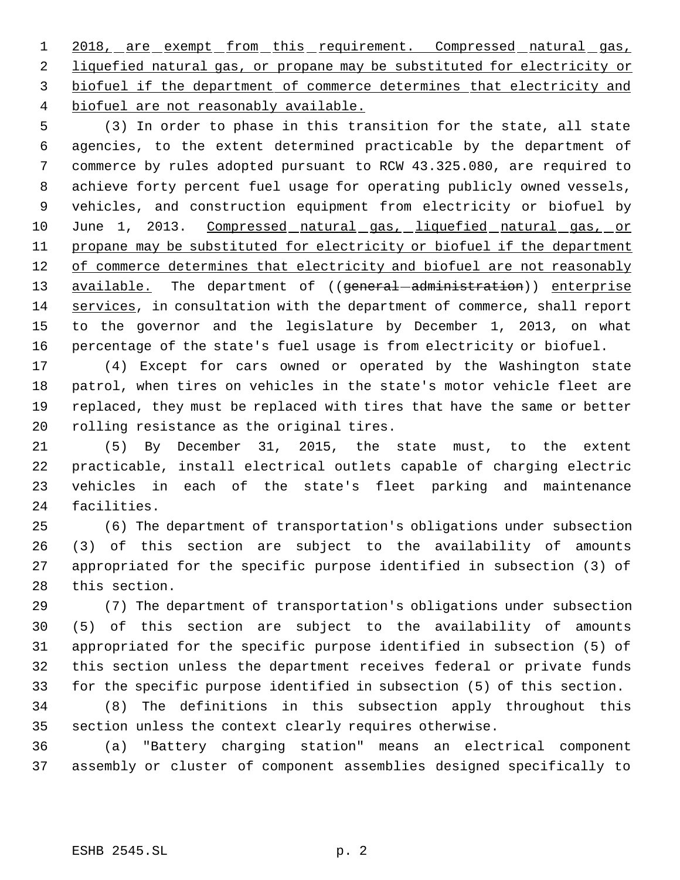2018, are exempt from this requirement. Compressed natural gas, liquefied natural gas, or propane may be substituted for electricity or biofuel if the department of commerce determines that electricity and biofuel are not reasonably available.

(3) In order to phase in this transition for the state, all state agencies, to the extent determined practicable by the department of commerce by rules adopted pursuant to RCW 43.325.080, are required to achieve forty percent fuel usage for operating publicly owned vessels, vehicles, and construction equipment from electricity or biofuel by June 1, 2013. Compressed natural gas, liquefied natural gas, or propane may be substituted for electricity or biofuel if the department of commerce determines that electricity and biofuel are not reasonably available. The department of ((~~general administration~~)) enterprise services, in consultation with the department of commerce, shall report to the governor and the legislature by December 1, 2013, on what percentage of the state's fuel usage is from electricity or biofuel.

(4) Except for cars owned or operated by the Washington state patrol, when tires on vehicles in the state's motor vehicle fleet are replaced, they must be replaced with tires that have the same or better rolling resistance as the original tires.

(5) By December 31, 2015, the state must, to the extent practicable, install electrical outlets capable of charging electric vehicles in each of the state's fleet parking and maintenance facilities.

(6) The department of transportation's obligations under subsection (3) of this section are subject to the availability of amounts appropriated for the specific purpose identified in subsection (3) of this section.

(7) The department of transportation's obligations under subsection (5) of this section are subject to the availability of amounts appropriated for the specific purpose identified in subsection (5) of this section unless the department receives federal or private funds for the specific purpose identified in subsection (5) of this section.

(8) The definitions in this subsection apply throughout this section unless the context clearly requires otherwise.

(a) "Battery charging station" means an electrical component assembly or cluster of component assemblies designed specifically to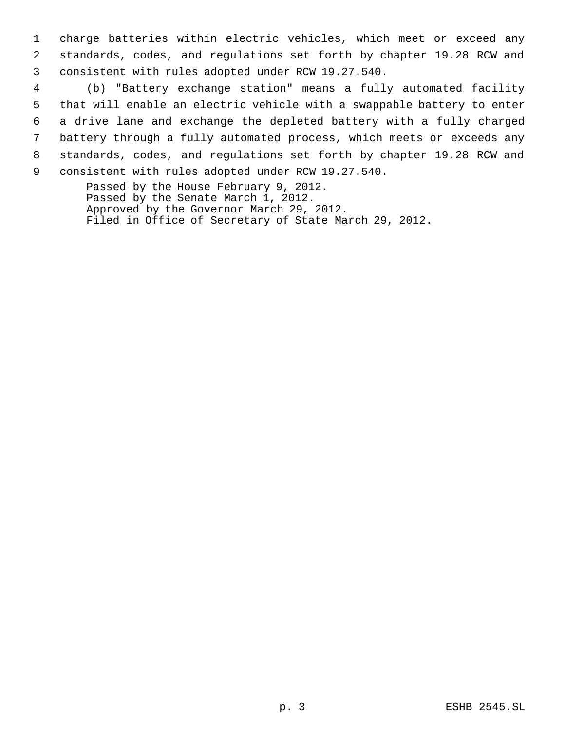charge batteries within electric vehicles, which meet or exceed any standards, codes, and regulations set forth by chapter 19.28 RCW and consistent with rules adopted under RCW 19.27.540.

(b) "Battery exchange station" means a fully automated facility that will enable an electric vehicle with a swappable battery to enter a drive lane and exchange the depleted battery with a fully charged battery through a fully automated process, which meets or exceeds any standards, codes, and regulations set forth by chapter 19.28 RCW and consistent with rules adopted under RCW 19.27.540.

Passed by the House February 9, 2012.
Passed by the Senate March 1, 2012.
Approved by the Governor March 29, 2012.
Filed in Office of Secretary of State March 29, 2012.